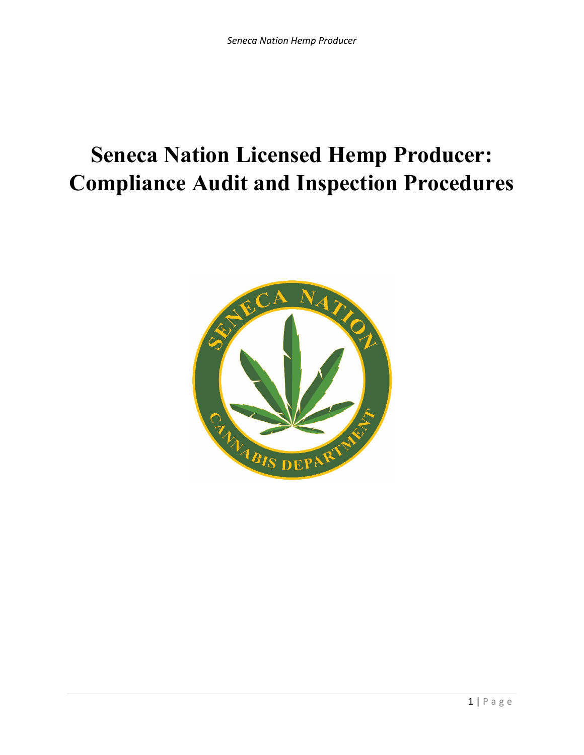# Seneca Nation Licensed Hemp Producer: Compliance Audit and Inspection Procedures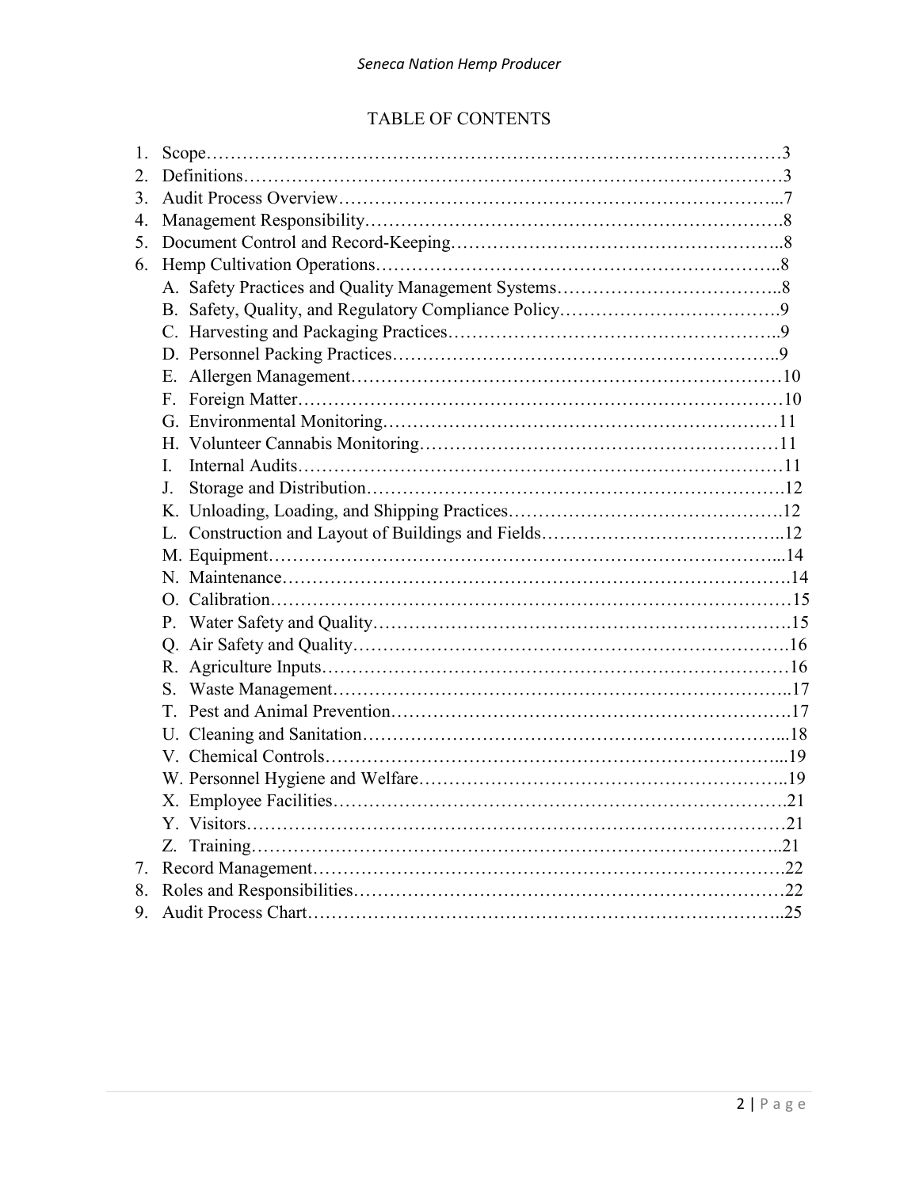# TABLE OF CONTENTS

1. Scope………………………………………………………………………………3
2. Definitions…………………………………………………………………………3
3. Audit Process Overview…………………………………………………………...7
4. Management Responsibility………………………………………………………8
5. Document Control and Record-Keeping…………………………………………..8
6. Hemp Cultivation Operations……………………………………………………..8
   - A. Safety Practices and Quality Management Systems………………………………..8
   - B. Safety, Quality, and Regulatory Compliance Policy……………………………….9
   - C. Harvesting and Packaging Practices………………………………………………..9
   - D. Personnel Packing Practices………………………………………………………..9
   - E. Allergen Management……………………………………………………………10
   - F. Foreign Matter……………………………………………………………………10
   - G. Environmental Monitoring………………………………………………………11
   - H. Volunteer Cannabis Monitoring…………………………………………………11
   - I. Internal Audits……………………………………………………………………11
   - J. Storage and Distribution………………………………………………………….12
   - K. Unloading, Loading, and Shipping Practices……………………………………….12
   - L. Construction and Layout of Buildings and Fields…………………………………..12
   - M. Equipment………………………………………………………………………...14
   - N. Maintenance……………………………………………………………………….14
   - O. Calibration…………………………………………………………………………15
   - P. Water Safety and Quality………………………………………………………….15
   - Q. Air Safety and Quality…………………………………………………………….16
   - R. Agriculture Inputs…………………………………………………………………16
   - S. Waste Management………………………………………………………………..17
   - T. Pest and Animal Prevention……………………………………………………….17
   - U. Cleaning and Sanitation…………………………………………………………...18
   - V. Chemical Controls………………………………………………………………...19
   - W. Personnel Hygiene and Welfare…………………………………………………..19
   - X. Employee Facilities……………………………………………………………….21
   - Y. Visitors…………………………………………………………………………….21
   - Z. Training……………………………………………………………………………..21
7. Record Management……………………………………………………………….22
8. Roles and Responsibilities…………………………………………………………22
9. Audit Process Chart………………………………………………………………..25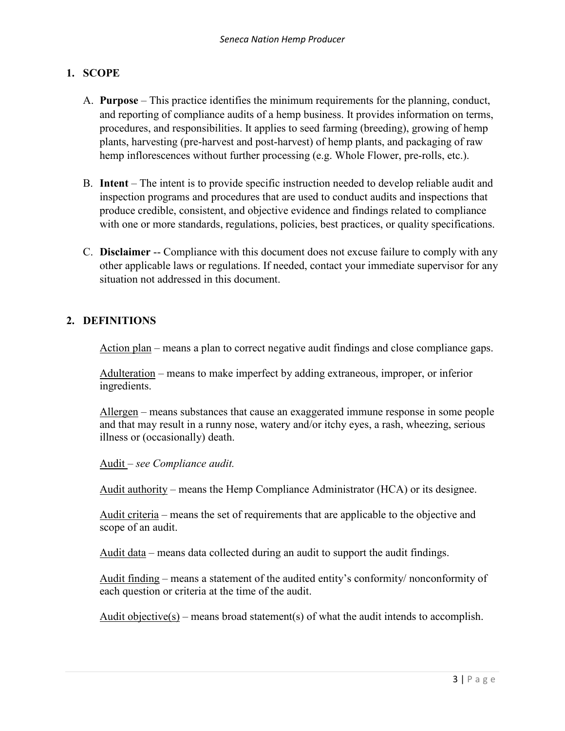## 1. SCOPE

A. **Purpose** – This practice identifies the minimum requirements for the planning, conduct, and reporting of compliance audits of a hemp business. It provides information on terms, procedures, and responsibilities. It applies to seed farming (breeding), growing of hemp plants, harvesting (pre-harvest and post-harvest) of hemp plants, and packaging of raw hemp inflorescences without further processing (e.g. Whole Flower, pre-rolls, etc.).

B. **Intent** – The intent is to provide specific instruction needed to develop reliable audit and inspection programs and procedures that are used to conduct audits and inspections that produce credible, consistent, and objective evidence and findings related to compliance with one or more standards, regulations, policies, best practices, or quality specifications.

C. **Disclaimer** -- Compliance with this document does not excuse failure to comply with any other applicable laws or regulations. If needed, contact your immediate supervisor for any situation not addressed in this document.

## 2. DEFINITIONS

Action plan – means a plan to correct negative audit findings and close compliance gaps.

Adulteration – means to make imperfect by adding extraneous, improper, or inferior ingredients.

Allergen – means substances that cause an exaggerated immune response in some people and that may result in a runny nose, watery and/or itchy eyes, a rash, wheezing, serious illness or (occasionally) death.

Audit – *see Compliance audit.*

Audit authority – means the Hemp Compliance Administrator (HCA) or its designee.

Audit criteria – means the set of requirements that are applicable to the objective and scope of an audit.

Audit data – means data collected during an audit to support the audit findings.

Audit finding – means a statement of the audited entity's conformity/ nonconformity of each question or criteria at the time of the audit.

Audit objective(s) – means broad statement(s) of what the audit intends to accomplish.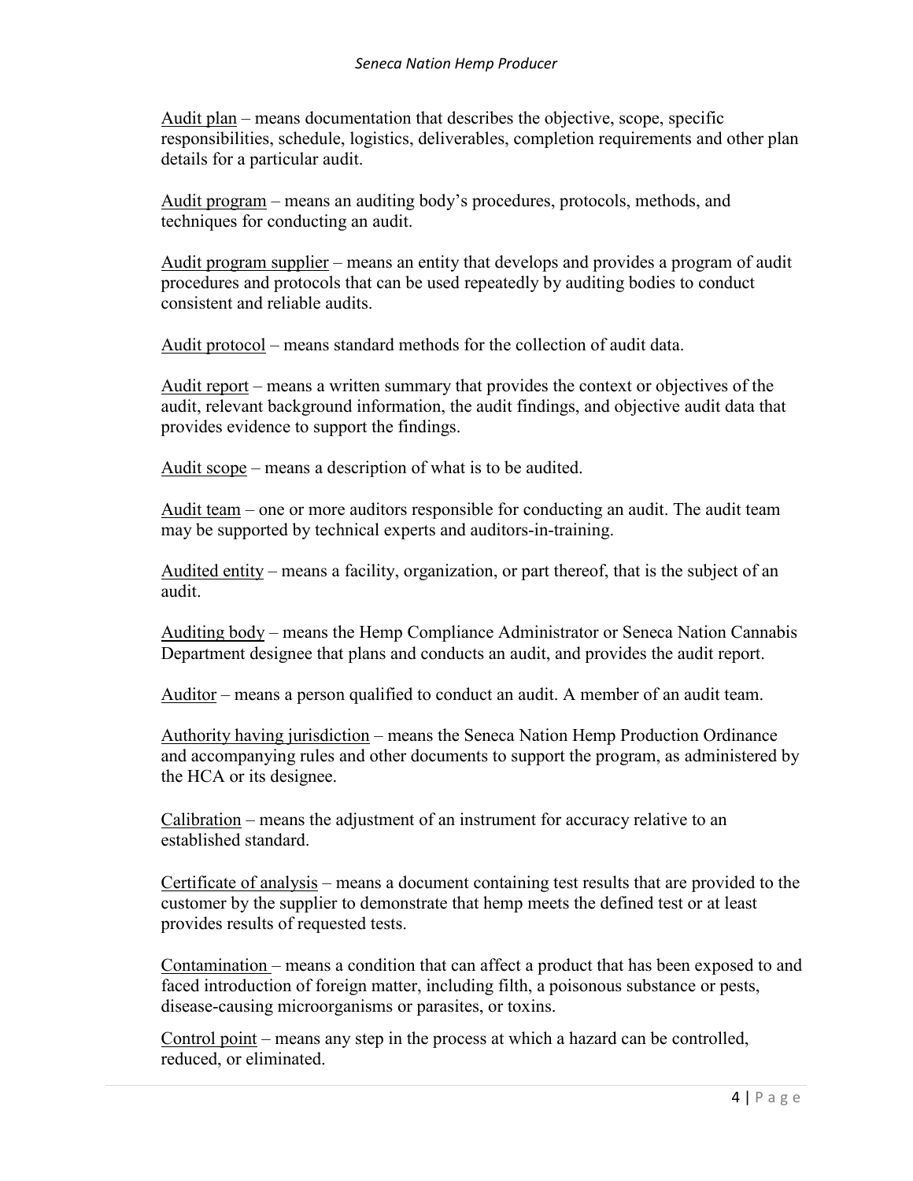<u>Audit plan</u> – means documentation that describes the objective, scope, specific responsibilities, schedule, logistics, deliverables, completion requirements and other plan details for a particular audit.

<u>Audit program</u> – means an auditing body's procedures, protocols, methods, and techniques for conducting an audit.

<u>Audit program supplier</u> – means an entity that develops and provides a program of audit procedures and protocols that can be used repeatedly by auditing bodies to conduct consistent and reliable audits.

<u>Audit protocol</u> – means standard methods for the collection of audit data.

<u>Audit report</u> – means a written summary that provides the context or objectives of the audit, relevant background information, the audit findings, and objective audit data that provides evidence to support the findings.

<u>Audit scope</u> – means a description of what is to be audited.

<u>Audit team</u> – one or more auditors responsible for conducting an audit. The audit team may be supported by technical experts and auditors-in-training.

<u>Audited entity</u> – means a facility, organization, or part thereof, that is the subject of an audit.

<u>Auditing body</u> – means the Hemp Compliance Administrator or Seneca Nation Cannabis Department designee that plans and conducts an audit, and provides the audit report.

<u>Auditor</u> – means a person qualified to conduct an audit. A member of an audit team.

<u>Authority having jurisdiction</u> – means the Seneca Nation Hemp Production Ordinance and accompanying rules and other documents to support the program, as administered by the HCA or its designee.

<u>Calibration</u> – means the adjustment of an instrument for accuracy relative to an established standard.

<u>Certificate of analysis</u> – means a document containing test results that are provided to the customer by the supplier to demonstrate that hemp meets the defined test or at least provides results of requested tests.

<u>Contamination</u> – means a condition that can affect a product that has been exposed to and faced introduction of foreign matter, including filth, a poisonous substance or pests, disease-causing microorganisms or parasites, or toxins.

<u>Control point</u> – means any step in the process at which a hazard can be controlled, reduced, or eliminated.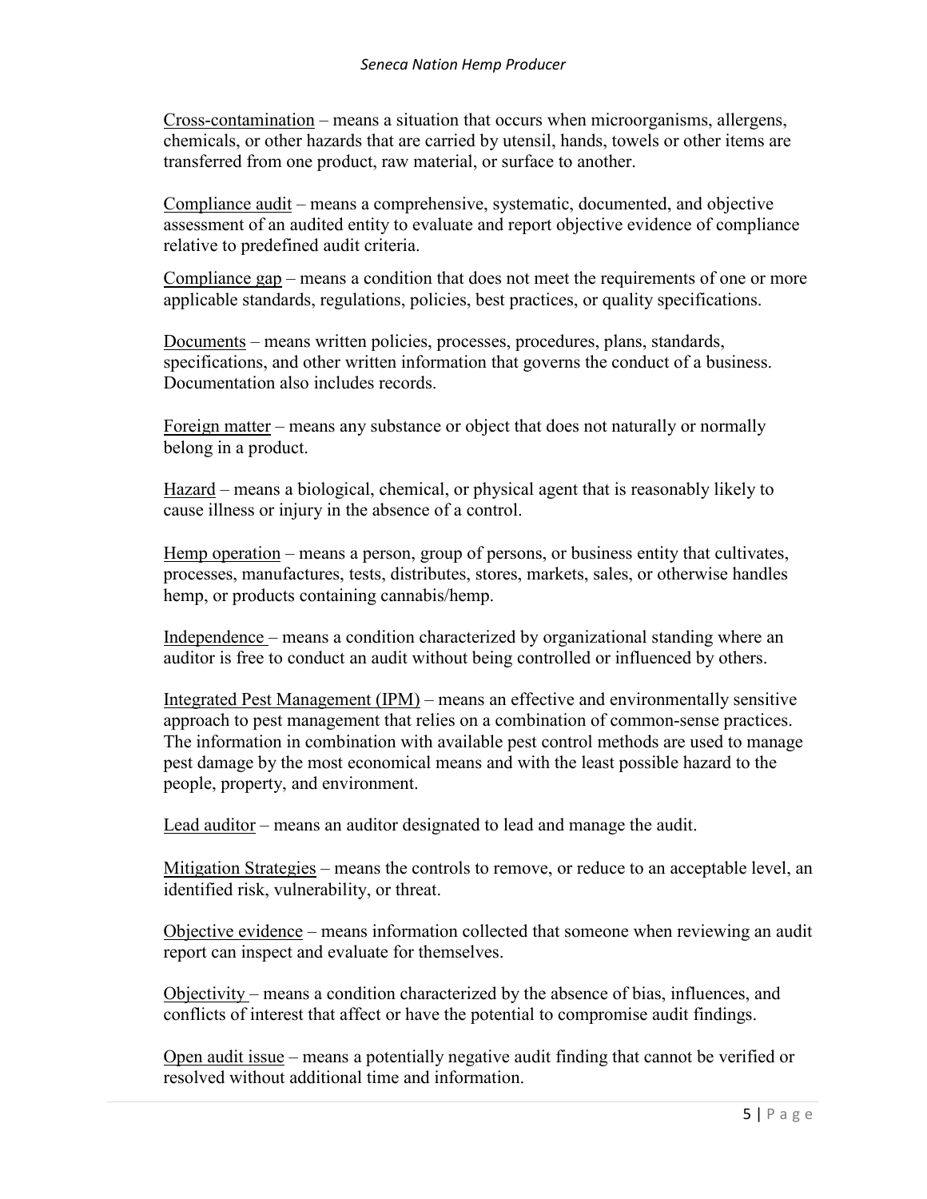Cross-contamination – means a situation that occurs when microorganisms, allergens, chemicals, or other hazards that are carried by utensil, hands, towels or other items are transferred from one product, raw material, or surface to another.

Compliance audit – means a comprehensive, systematic, documented, and objective assessment of an audited entity to evaluate and report objective evidence of compliance relative to predefined audit criteria.

Compliance gap – means a condition that does not meet the requirements of one or more applicable standards, regulations, policies, best practices, or quality specifications.

Documents – means written policies, processes, procedures, plans, standards, specifications, and other written information that governs the conduct of a business. Documentation also includes records.

Foreign matter – means any substance or object that does not naturally or normally belong in a product.

Hazard – means a biological, chemical, or physical agent that is reasonably likely to cause illness or injury in the absence of a control.

Hemp operation – means a person, group of persons, or business entity that cultivates, processes, manufactures, tests, distributes, stores, markets, sales, or otherwise handles hemp, or products containing cannabis/hemp.

Independence – means a condition characterized by organizational standing where an auditor is free to conduct an audit without being controlled or influenced by others.

Integrated Pest Management (IPM) – means an effective and environmentally sensitive approach to pest management that relies on a combination of common-sense practices. The information in combination with available pest control methods are used to manage pest damage by the most economical means and with the least possible hazard to the people, property, and environment.

Lead auditor – means an auditor designated to lead and manage the audit.

Mitigation Strategies – means the controls to remove, or reduce to an acceptable level, an identified risk, vulnerability, or threat.

Objective evidence – means information collected that someone when reviewing an audit report can inspect and evaluate for themselves.

Objectivity – means a condition characterized by the absence of bias, influences, and conflicts of interest that affect or have the potential to compromise audit findings.

Open audit issue – means a potentially negative audit finding that cannot be verified or resolved without additional time and information.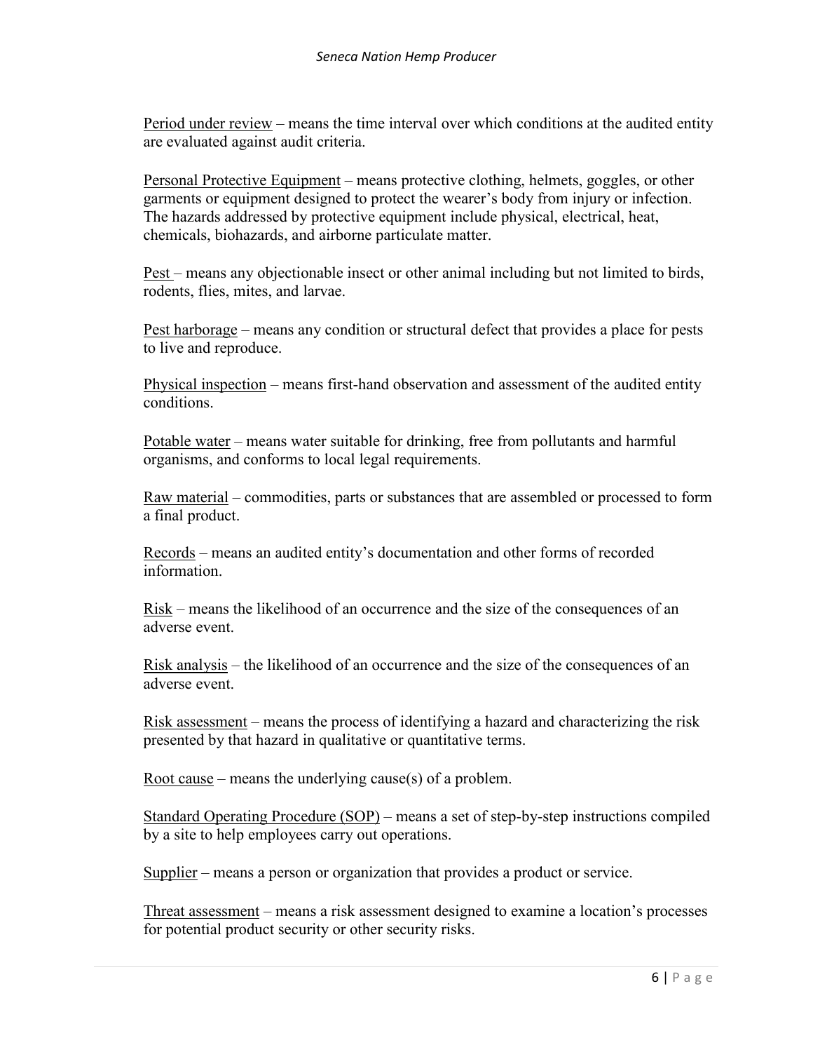<u>Period under review</u> – means the time interval over which conditions at the audited entity are evaluated against audit criteria.

<u>Personal Protective Equipment</u> – means protective clothing, helmets, goggles, or other garments or equipment designed to protect the wearer's body from injury or infection. The hazards addressed by protective equipment include physical, electrical, heat, chemicals, biohazards, and airborne particulate matter.

<u>Pest</u> – means any objectionable insect or other animal including but not limited to birds, rodents, flies, mites, and larvae.

<u>Pest harborage</u> – means any condition or structural defect that provides a place for pests to live and reproduce.

<u>Physical inspection</u> – means first-hand observation and assessment of the audited entity conditions.

<u>Potable water</u> – means water suitable for drinking, free from pollutants and harmful organisms, and conforms to local legal requirements.

<u>Raw material</u> – commodities, parts or substances that are assembled or processed to form a final product.

<u>Records</u> – means an audited entity's documentation and other forms of recorded information.

<u>Risk</u> – means the likelihood of an occurrence and the size of the consequences of an adverse event.

<u>Risk analysis</u> – the likelihood of an occurrence and the size of the consequences of an adverse event.

<u>Risk assessment</u> – means the process of identifying a hazard and characterizing the risk presented by that hazard in qualitative or quantitative terms.

<u>Root cause</u> – means the underlying cause(s) of a problem.

<u>Standard Operating Procedure (SOP)</u> – means a set of step-by-step instructions compiled by a site to help employees carry out operations.

<u>Supplier</u> – means a person or organization that provides a product or service.

<u>Threat assessment</u> – means a risk assessment designed to examine a location's processes for potential product security or other security risks.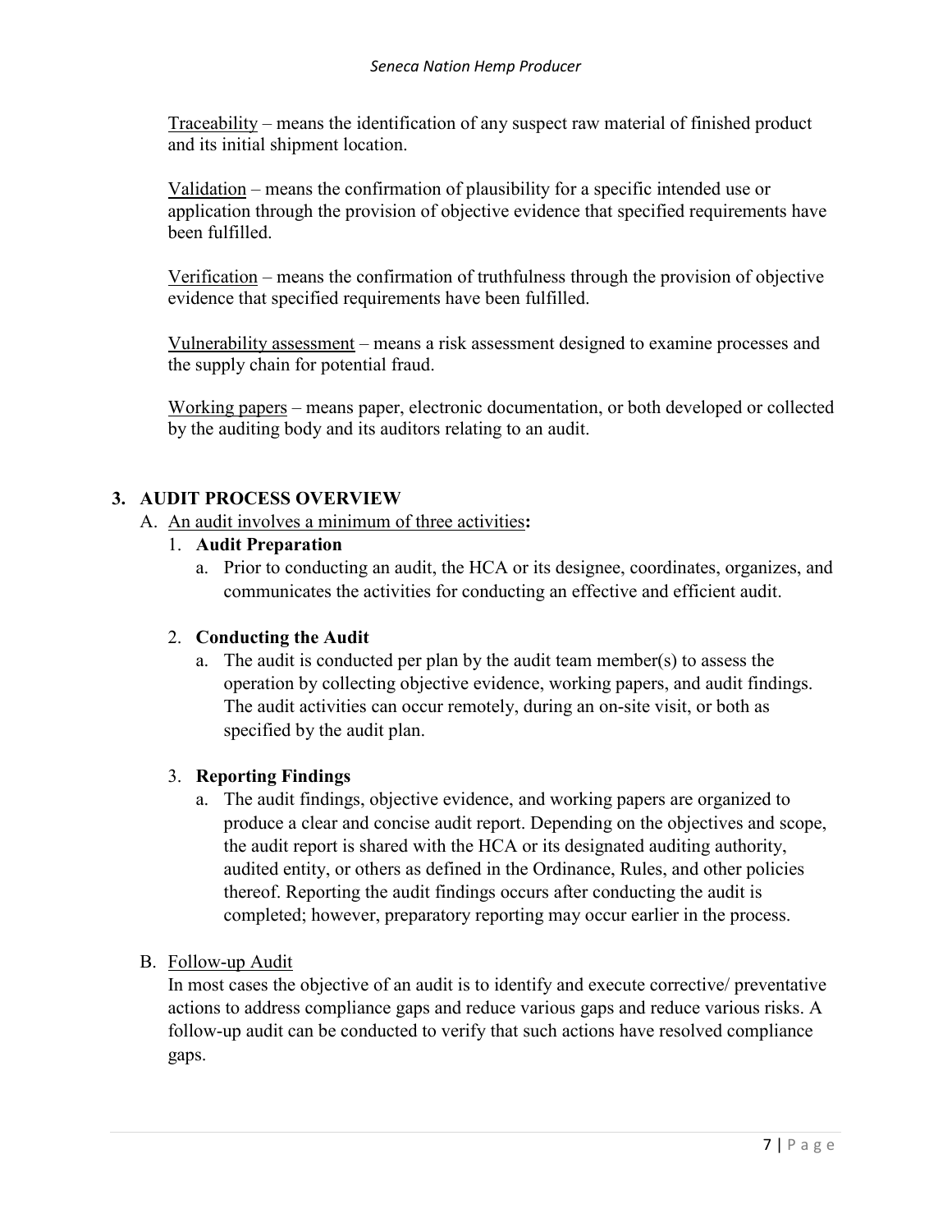Traceability – means the identification of any suspect raw material of finished product and its initial shipment location.

Validation – means the confirmation of plausibility for a specific intended use or application through the provision of objective evidence that specified requirements have been fulfilled.

Verification – means the confirmation of truthfulness through the provision of objective evidence that specified requirements have been fulfilled.

Vulnerability assessment – means a risk assessment designed to examine processes and the supply chain for potential fraud.

Working papers – means paper, electronic documentation, or both developed or collected by the auditing body and its auditors relating to an audit.

## 3. AUDIT PROCESS OVERVIEW

A. An audit involves a minimum of three activities**:**

1. **Audit Preparation**
   a. Prior to conducting an audit, the HCA or its designee, coordinates, organizes, and communicates the activities for conducting an effective and efficient audit.

2. **Conducting the Audit**
   a. The audit is conducted per plan by the audit team member(s) to assess the operation by collecting objective evidence, working papers, and audit findings. The audit activities can occur remotely, during an on-site visit, or both as specified by the audit plan.

3. **Reporting Findings**
   a. The audit findings, objective evidence, and working papers are organized to produce a clear and concise audit report. Depending on the objectives and scope, the audit report is shared with the HCA or its designated auditing authority, audited entity, or others as defined in the Ordinance, Rules, and other policies thereof. Reporting the audit findings occurs after conducting the audit is completed; however, preparatory reporting may occur earlier in the process.

B. Follow-up Audit

In most cases the objective of an audit is to identify and execute corrective/ preventative actions to address compliance gaps and reduce various gaps and reduce various risks. A follow-up audit can be conducted to verify that such actions have resolved compliance gaps.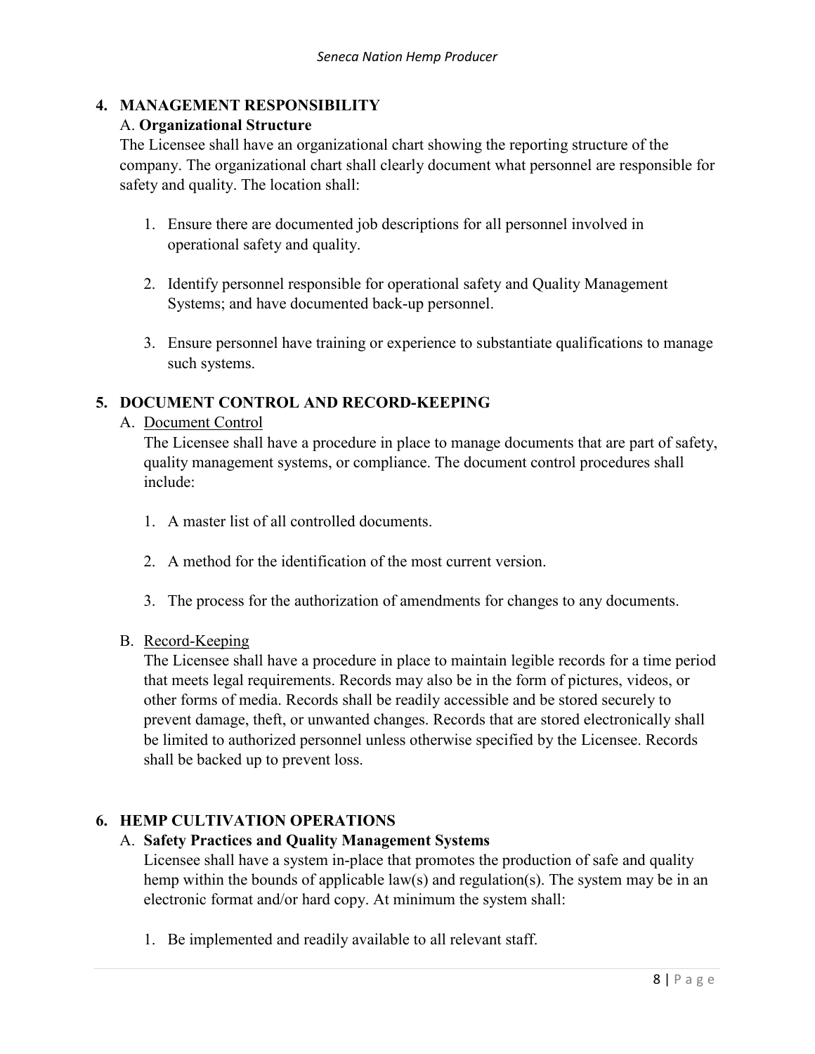## 4. MANAGEMENT RESPONSIBILITY

### A. **Organizational Structure**

The Licensee shall have an organizational chart showing the reporting structure of the company. The organizational chart shall clearly document what personnel are responsible for safety and quality. The location shall:

1. Ensure there are documented job descriptions for all personnel involved in operational safety and quality.
2. Identify personnel responsible for operational safety and Quality Management Systems; and have documented back-up personnel.
3. Ensure personnel have training or experience to substantiate qualifications to manage such systems.

## 5. DOCUMENT CONTROL AND RECORD-KEEPING

### A. Document Control

The Licensee shall have a procedure in place to manage documents that are part of safety, quality management systems, or compliance. The document control procedures shall include:

1. A master list of all controlled documents.
2. A method for the identification of the most current version.
3. The process for the authorization of amendments for changes to any documents.

### B. Record-Keeping

The Licensee shall have a procedure in place to maintain legible records for a time period that meets legal requirements. Records may also be in the form of pictures, videos, or other forms of media. Records shall be readily accessible and be stored securely to prevent damage, theft, or unwanted changes. Records that are stored electronically shall be limited to authorized personnel unless otherwise specified by the Licensee. Records shall be backed up to prevent loss.

## 6. HEMP CULTIVATION OPERATIONS

### A. **Safety Practices and Quality Management Systems**

Licensee shall have a system in-place that promotes the production of safe and quality hemp within the bounds of applicable law(s) and regulation(s). The system may be in an electronic format and/or hard copy. At minimum the system shall:

1. Be implemented and readily available to all relevant staff.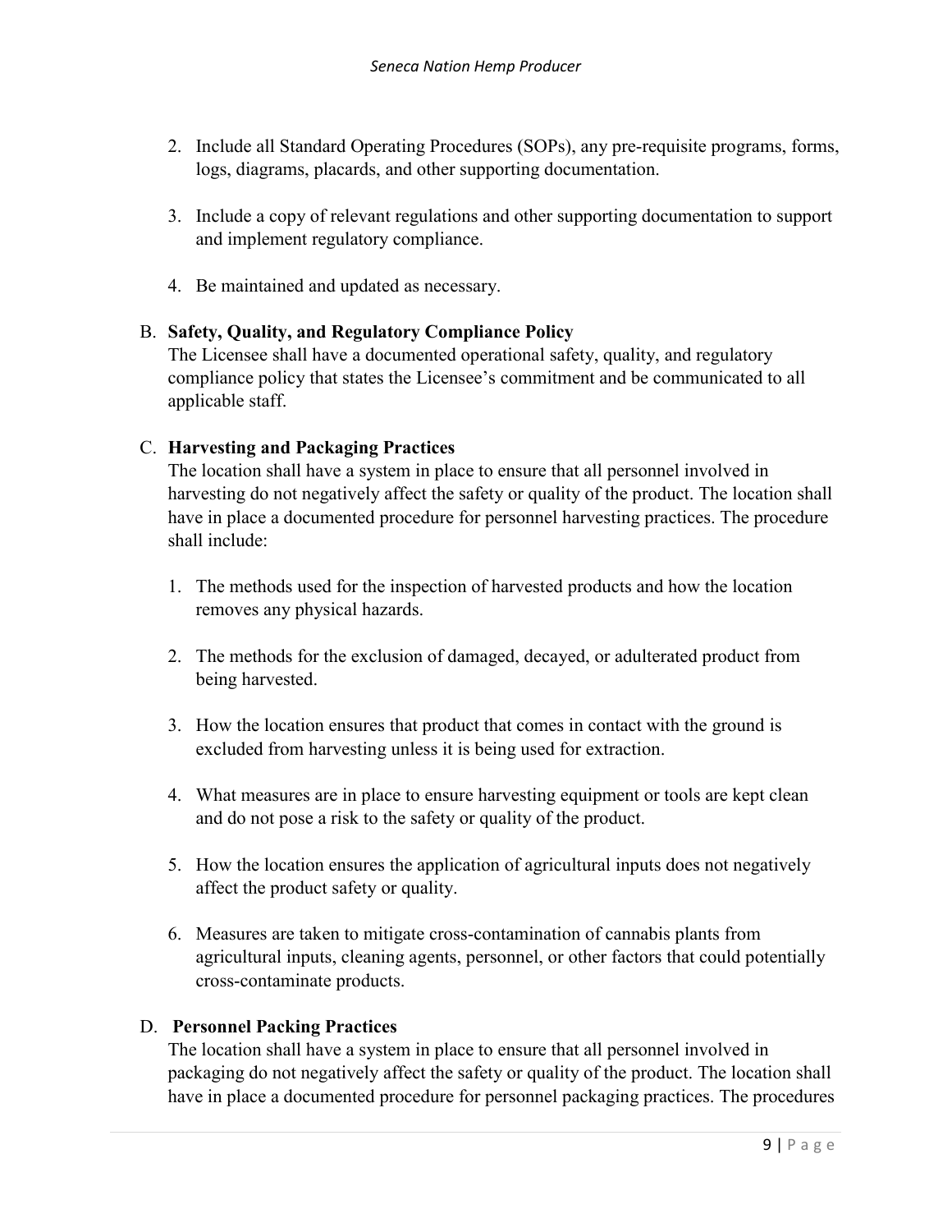2. Include all Standard Operating Procedures (SOPs), any pre-requisite programs, forms, logs, diagrams, placards, and other supporting documentation.

3. Include a copy of relevant regulations and other supporting documentation to support and implement regulatory compliance.

4. Be maintained and updated as necessary.

B. **Safety, Quality, and Regulatory Compliance Policy**
The Licensee shall have a documented operational safety, quality, and regulatory compliance policy that states the Licensee's commitment and be communicated to all applicable staff.

C. **Harvesting and Packaging Practices**
The location shall have a system in place to ensure that all personnel involved in harvesting do not negatively affect the safety or quality of the product. The location shall have in place a documented procedure for personnel harvesting practices. The procedure shall include:

1. The methods used for the inspection of harvested products and how the location removes any physical hazards.

2. The methods for the exclusion of damaged, decayed, or adulterated product from being harvested.

3. How the location ensures that product that comes in contact with the ground is excluded from harvesting unless it is being used for extraction.

4. What measures are in place to ensure harvesting equipment or tools are kept clean and do not pose a risk to the safety or quality of the product.

5. How the location ensures the application of agricultural inputs does not negatively affect the product safety or quality.

6. Measures are taken to mitigate cross-contamination of cannabis plants from agricultural inputs, cleaning agents, personnel, or other factors that could potentially cross-contaminate products.

D. **Personnel Packing Practices**
The location shall have a system in place to ensure that all personnel involved in packaging do not negatively affect the safety or quality of the product. The location shall have in place a documented procedure for personnel packaging practices. The procedures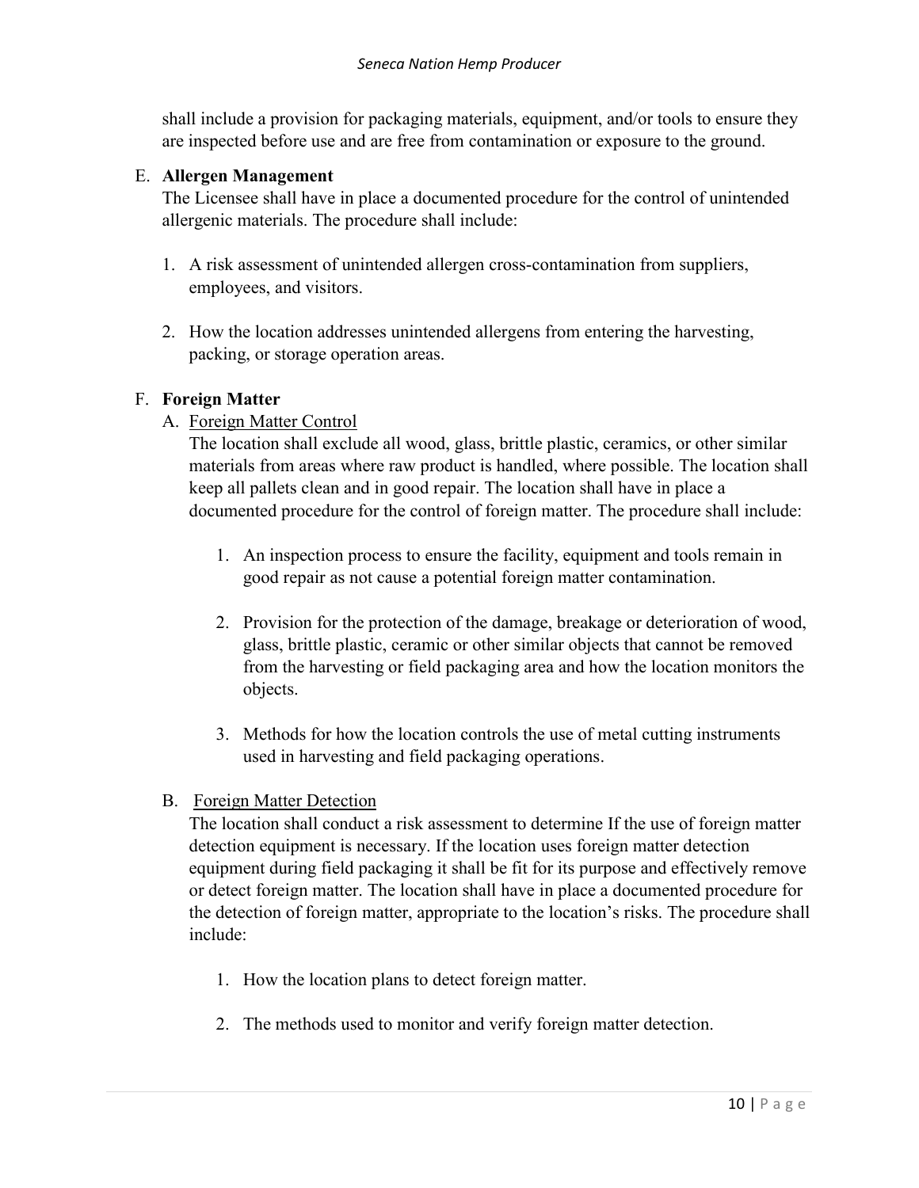shall include a provision for packaging materials, equipment, and/or tools to ensure they are inspected before use and are free from contamination or exposure to the ground.

E. **Allergen Management**

The Licensee shall have in place a documented procedure for the control of unintended allergenic materials. The procedure shall include:

1. A risk assessment of unintended allergen cross-contamination from suppliers, employees, and visitors.

2. How the location addresses unintended allergens from entering the harvesting, packing, or storage operation areas.

F. **Foreign Matter**

A. Foreign Matter Control

The location shall exclude all wood, glass, brittle plastic, ceramics, or other similar materials from areas where raw product is handled, where possible. The location shall keep all pallets clean and in good repair. The location shall have in place a documented procedure for the control of foreign matter. The procedure shall include:

1. An inspection process to ensure the facility, equipment and tools remain in good repair as not cause a potential foreign matter contamination.

2. Provision for the protection of the damage, breakage or deterioration of wood, glass, brittle plastic, ceramic or other similar objects that cannot be removed from the harvesting or field packaging area and how the location monitors the objects.

3. Methods for how the location controls the use of metal cutting instruments used in harvesting and field packaging operations.

B. Foreign Matter Detection

The location shall conduct a risk assessment to determine If the use of foreign matter detection equipment is necessary. If the location uses foreign matter detection equipment during field packaging it shall be fit for its purpose and effectively remove or detect foreign matter. The location shall have in place a documented procedure for the detection of foreign matter, appropriate to the location's risks. The procedure shall include:

1. How the location plans to detect foreign matter.

2. The methods used to monitor and verify foreign matter detection.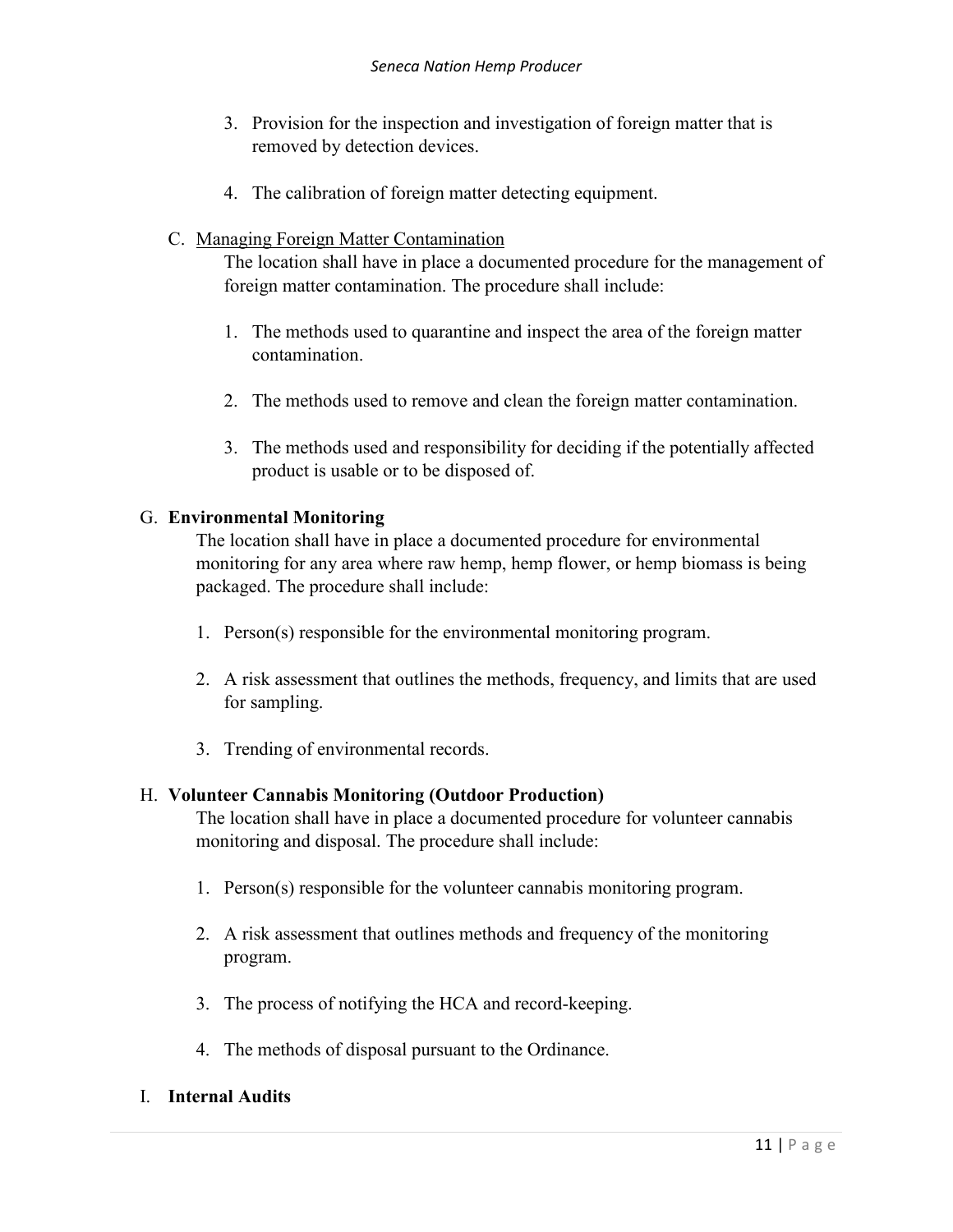3. Provision for the inspection and investigation of foreign matter that is removed by detection devices.

4. The calibration of foreign matter detecting equipment.

C. Managing Foreign Matter Contamination

The location shall have in place a documented procedure for the management of foreign matter contamination. The procedure shall include:

1. The methods used to quarantine and inspect the area of the foreign matter contamination.

2. The methods used to remove and clean the foreign matter contamination.

3. The methods used and responsibility for deciding if the potentially affected product is usable or to be disposed of.

G. **Environmental Monitoring**

The location shall have in place a documented procedure for environmental monitoring for any area where raw hemp, hemp flower, or hemp biomass is being packaged. The procedure shall include:

1. Person(s) responsible for the environmental monitoring program.

2. A risk assessment that outlines the methods, frequency, and limits that are used for sampling.

3. Trending of environmental records.

H. **Volunteer Cannabis Monitoring (Outdoor Production)**

The location shall have in place a documented procedure for volunteer cannabis monitoring and disposal. The procedure shall include:

1. Person(s) responsible for the volunteer cannabis monitoring program.

2. A risk assessment that outlines methods and frequency of the monitoring program.

3. The process of notifying the HCA and record-keeping.

4. The methods of disposal pursuant to the Ordinance.

I. **Internal Audits**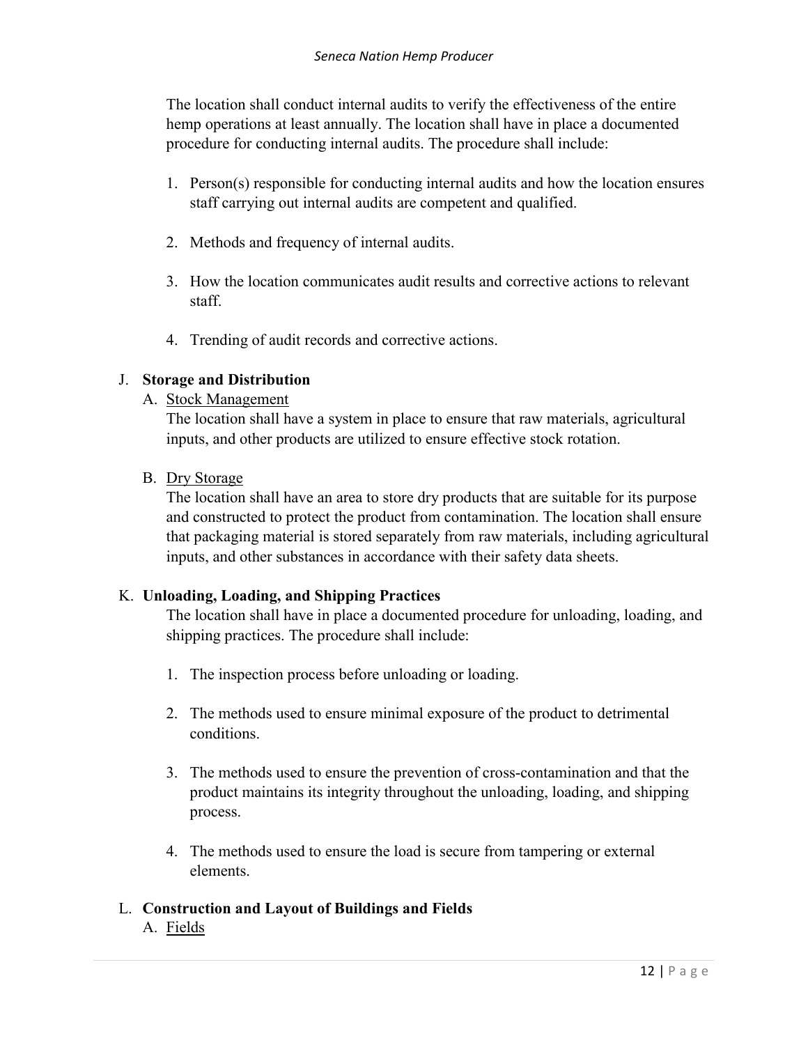The location shall conduct internal audits to verify the effectiveness of the entire hemp operations at least annually. The location shall have in place a documented procedure for conducting internal audits. The procedure shall include:

1. Person(s) responsible for conducting internal audits and how the location ensures staff carrying out internal audits are competent and qualified.

2. Methods and frequency of internal audits.

3. How the location communicates audit results and corrective actions to relevant staff.

4. Trending of audit records and corrective actions.

J. **Storage and Distribution**

A. <u>Stock Management</u>

The location shall have a system in place to ensure that raw materials, agricultural inputs, and other products are utilized to ensure effective stock rotation.

B. <u>Dry Storage</u>

The location shall have an area to store dry products that are suitable for its purpose and constructed to protect the product from contamination. The location shall ensure that packaging material is stored separately from raw materials, including agricultural inputs, and other substances in accordance with their safety data sheets.

K. **Unloading, Loading, and Shipping Practices**

The location shall have in place a documented procedure for unloading, loading, and shipping practices. The procedure shall include:

1. The inspection process before unloading or loading.

2. The methods used to ensure minimal exposure of the product to detrimental conditions.

3. The methods used to ensure the prevention of cross-contamination and that the product maintains its integrity throughout the unloading, loading, and shipping process.

4. The methods used to ensure the load is secure from tampering or external elements.

L. **Construction and Layout of Buildings and Fields**

A. <u>Fields</u>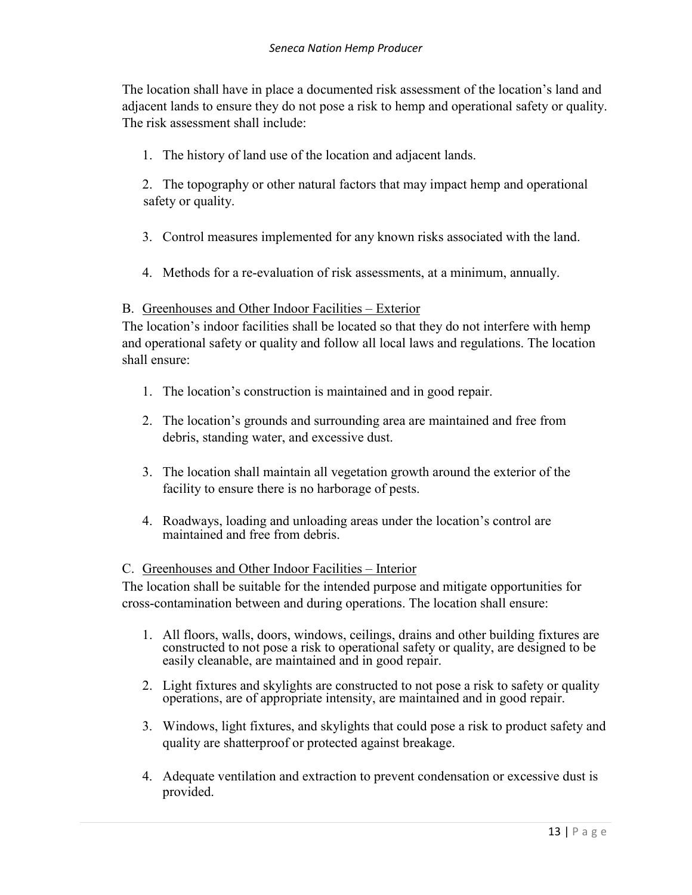The location shall have in place a documented risk assessment of the location's land and adjacent lands to ensure they do not pose a risk to hemp and operational safety or quality. The risk assessment shall include:

1. The history of land use of the location and adjacent lands.
2. The topography or other natural factors that may impact hemp and operational safety or quality.
3. Control measures implemented for any known risks associated with the land.
4. Methods for a re-evaluation of risk assessments, at a minimum, annually.

B. <u>Greenhouses and Other Indoor Facilities – Exterior</u>

The location's indoor facilities shall be located so that they do not interfere with hemp and operational safety or quality and follow all local laws and regulations. The location shall ensure:

1. The location's construction is maintained and in good repair.
2. The location's grounds and surrounding area are maintained and free from debris, standing water, and excessive dust.
3. The location shall maintain all vegetation growth around the exterior of the facility to ensure there is no harborage of pests.
4. Roadways, loading and unloading areas under the location's control are maintained and free from debris.

C. <u>Greenhouses and Other Indoor Facilities – Interior</u>

The location shall be suitable for the intended purpose and mitigate opportunities for cross-contamination between and during operations. The location shall ensure:

1. All floors, walls, doors, windows, ceilings, drains and other building fixtures are constructed to not pose a risk to operational safety or quality, are designed to be easily cleanable, are maintained and in good repair.
2. Light fixtures and skylights are constructed to not pose a risk to safety or quality operations, are of appropriate intensity, are maintained and in good repair.
3. Windows, light fixtures, and skylights that could pose a risk to product safety and quality are shatterproof or protected against breakage.
4. Adequate ventilation and extraction to prevent condensation or excessive dust is provided.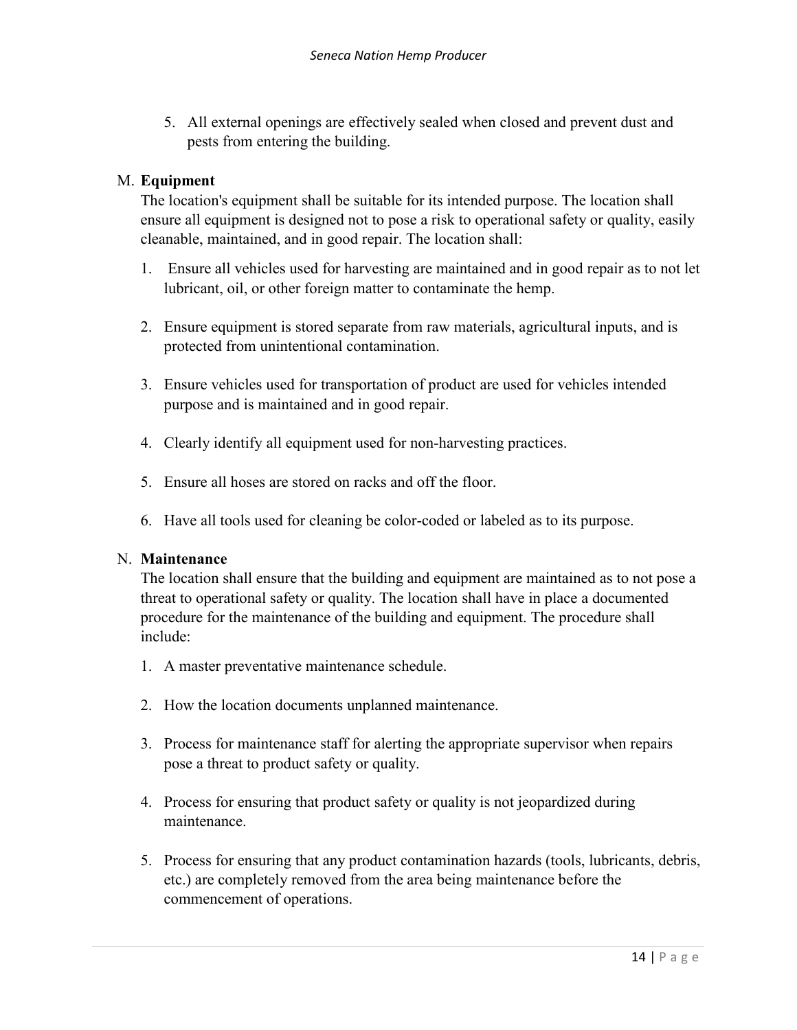5. All external openings are effectively sealed when closed and prevent dust and pests from entering the building.

M. **Equipment**

The location's equipment shall be suitable for its intended purpose. The location shall ensure all equipment is designed not to pose a risk to operational safety or quality, easily cleanable, maintained, and in good repair. The location shall:

1. Ensure all vehicles used for harvesting are maintained and in good repair as to not let lubricant, oil, or other foreign matter to contaminate the hemp.

2. Ensure equipment is stored separate from raw materials, agricultural inputs, and is protected from unintentional contamination.

3. Ensure vehicles used for transportation of product are used for vehicles intended purpose and is maintained and in good repair.

4. Clearly identify all equipment used for non-harvesting practices.

5. Ensure all hoses are stored on racks and off the floor.

6. Have all tools used for cleaning be color-coded or labeled as to its purpose.

N. **Maintenance**

The location shall ensure that the building and equipment are maintained as to not pose a threat to operational safety or quality. The location shall have in place a documented procedure for the maintenance of the building and equipment. The procedure shall include:

1. A master preventative maintenance schedule.

2. How the location documents unplanned maintenance.

3. Process for maintenance staff for alerting the appropriate supervisor when repairs pose a threat to product safety or quality.

4. Process for ensuring that product safety or quality is not jeopardized during maintenance.

5. Process for ensuring that any product contamination hazards (tools, lubricants, debris, etc.) are completely removed from the area being maintenance before the commencement of operations.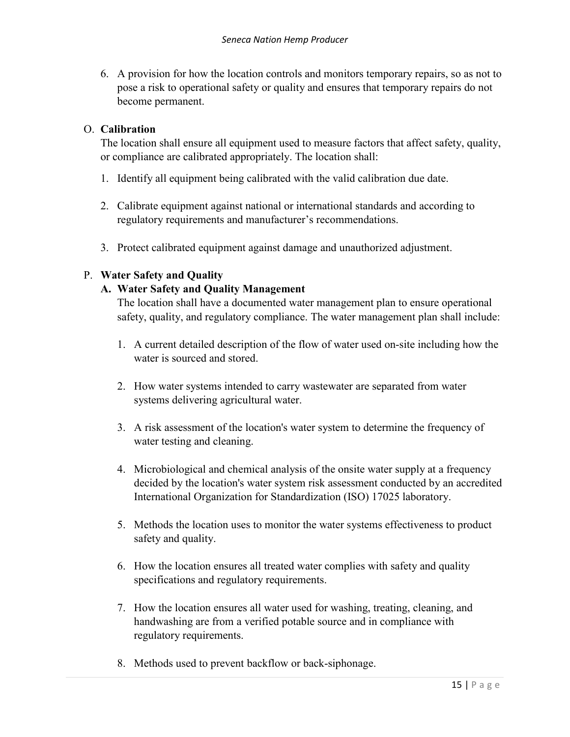6. A provision for how the location controls and monitors temporary repairs, so as not to pose a risk to operational safety or quality and ensures that temporary repairs do not become permanent.

O. **Calibration**

The location shall ensure all equipment used to measure factors that affect safety, quality, or compliance are calibrated appropriately. The location shall:

1. Identify all equipment being calibrated with the valid calibration due date.
2. Calibrate equipment against national or international standards and according to regulatory requirements and manufacturer's recommendations.
3. Protect calibrated equipment against damage and unauthorized adjustment.

P. **Water Safety and Quality**

**A. Water Safety and Quality Management**

The location shall have a documented water management plan to ensure operational safety, quality, and regulatory compliance. The water management plan shall include:

1. A current detailed description of the flow of water used on-site including how the water is sourced and stored.
2. How water systems intended to carry wastewater are separated from water systems delivering agricultural water.
3. A risk assessment of the location's water system to determine the frequency of water testing and cleaning.
4. Microbiological and chemical analysis of the onsite water supply at a frequency decided by the location's water system risk assessment conducted by an accredited International Organization for Standardization (ISO) 17025 laboratory.
5. Methods the location uses to monitor the water systems effectiveness to product safety and quality.
6. How the location ensures all treated water complies with safety and quality specifications and regulatory requirements.
7. How the location ensures all water used for washing, treating, cleaning, and handwashing are from a verified potable source and in compliance with regulatory requirements.
8. Methods used to prevent backflow or back-siphonage.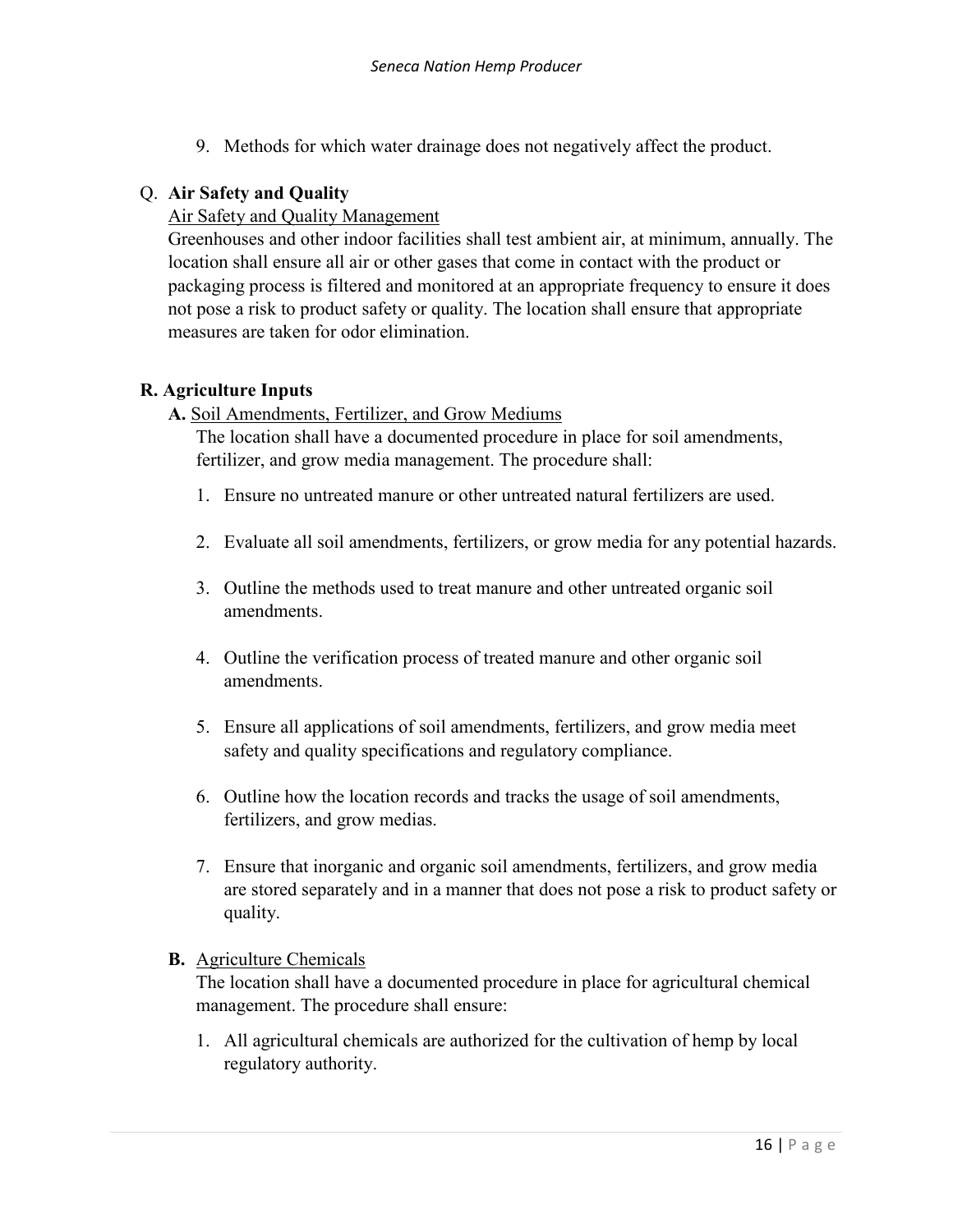9. Methods for which water drainage does not negatively affect the product.

Q. **Air Safety and Quality**

Air Safety and Quality Management

Greenhouses and other indoor facilities shall test ambient air, at minimum, annually. The location shall ensure all air or other gases that come in contact with the product or packaging process is filtered and monitored at an appropriate frequency to ensure it does not pose a risk to product safety or quality. The location shall ensure that appropriate measures are taken for odor elimination.

**R. Agriculture Inputs**

**A.** Soil Amendments, Fertilizer, and Grow Mediums

The location shall have a documented procedure in place for soil amendments, fertilizer, and grow media management. The procedure shall:

1. Ensure no untreated manure or other untreated natural fertilizers are used.

2. Evaluate all soil amendments, fertilizers, or grow media for any potential hazards.

3. Outline the methods used to treat manure and other untreated organic soil amendments.

4. Outline the verification process of treated manure and other organic soil amendments.

5. Ensure all applications of soil amendments, fertilizers, and grow media meet safety and quality specifications and regulatory compliance.

6. Outline how the location records and tracks the usage of soil amendments, fertilizers, and grow medias.

7. Ensure that inorganic and organic soil amendments, fertilizers, and grow media are stored separately and in a manner that does not pose a risk to product safety or quality.

**B.** Agriculture Chemicals

The location shall have a documented procedure in place for agricultural chemical management. The procedure shall ensure:

1. All agricultural chemicals are authorized for the cultivation of hemp by local regulatory authority.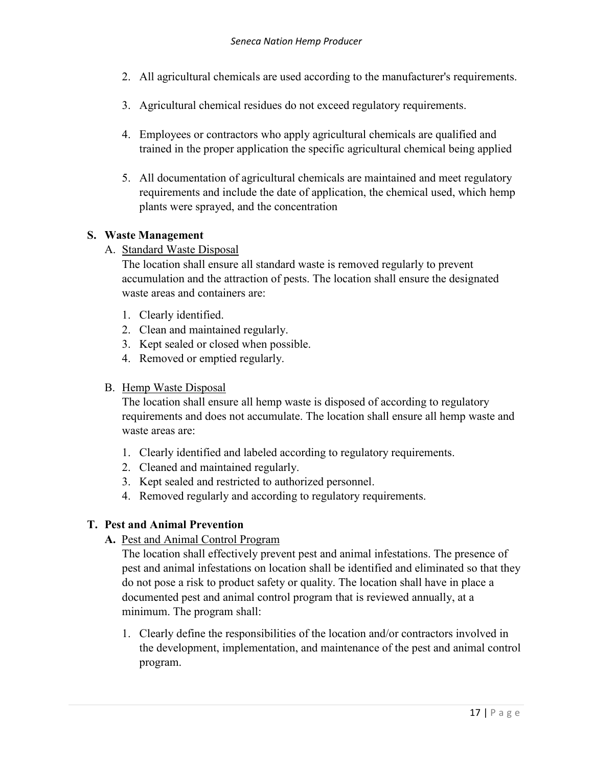2. All agricultural chemicals are used according to the manufacturer's requirements.

3. Agricultural chemical residues do not exceed regulatory requirements.

4. Employees or contractors who apply agricultural chemicals are qualified and trained in the proper application the specific agricultural chemical being applied

5. All documentation of agricultural chemicals are maintained and meet regulatory requirements and include the date of application, the chemical used, which hemp plants were sprayed, and the concentration

**S. Waste Management**

A. Standard Waste Disposal

The location shall ensure all standard waste is removed regularly to prevent accumulation and the attraction of pests. The location shall ensure the designated waste areas and containers are:

1. Clearly identified.
2. Clean and maintained regularly.
3. Kept sealed or closed when possible.
4. Removed or emptied regularly.

B. Hemp Waste Disposal

The location shall ensure all hemp waste is disposed of according to regulatory requirements and does not accumulate. The location shall ensure all hemp waste and waste areas are:

1. Clearly identified and labeled according to regulatory requirements.
2. Cleaned and maintained regularly.
3. Kept sealed and restricted to authorized personnel.
4. Removed regularly and according to regulatory requirements.

**T. Pest and Animal Prevention**

**A.** Pest and Animal Control Program

The location shall effectively prevent pest and animal infestations. The presence of pest and animal infestations on location shall be identified and eliminated so that they do not pose a risk to product safety or quality. The location shall have in place a documented pest and animal control program that is reviewed annually, at a minimum. The program shall:

1. Clearly define the responsibilities of the location and/or contractors involved in the development, implementation, and maintenance of the pest and animal control program.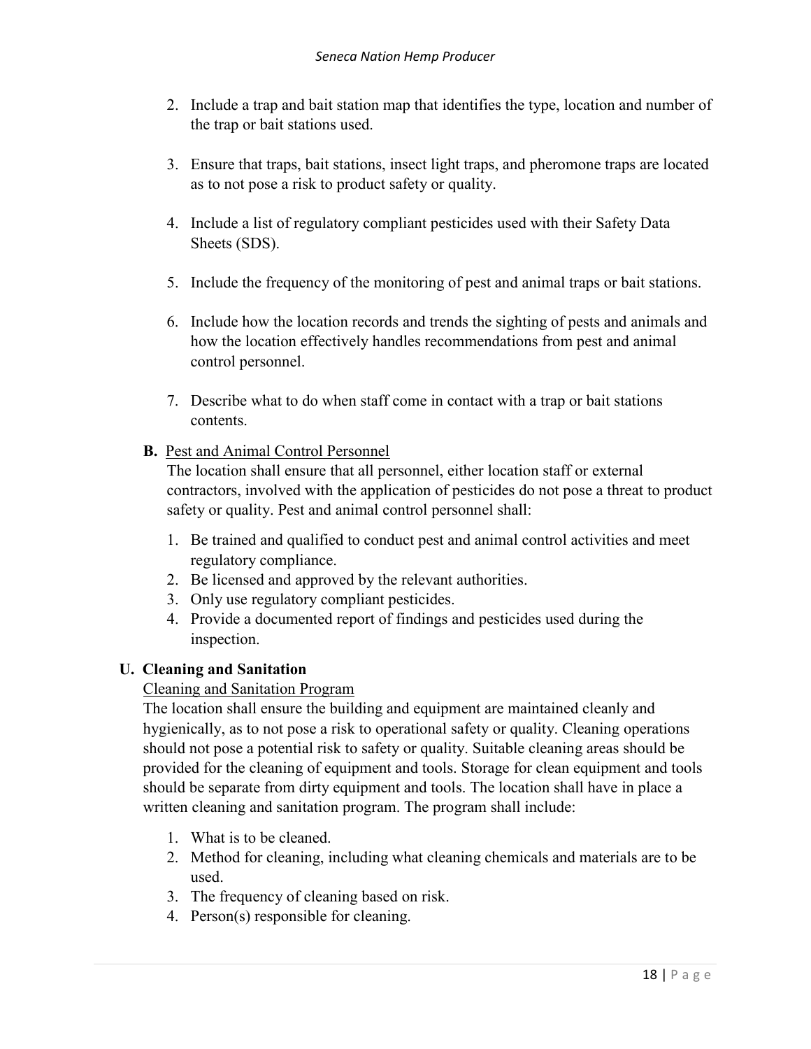2. Include a trap and bait station map that identifies the type, location and number of the trap or bait stations used.

3. Ensure that traps, bait stations, insect light traps, and pheromone traps are located as to not pose a risk to product safety or quality.

4. Include a list of regulatory compliant pesticides used with their Safety Data Sheets (SDS).

5. Include the frequency of the monitoring of pest and animal traps or bait stations.

6. Include how the location records and trends the sighting of pests and animals and how the location effectively handles recommendations from pest and animal control personnel.

7. Describe what to do when staff come in contact with a trap or bait stations contents.

**B.** <u>Pest and Animal Control Personnel</u>

The location shall ensure that all personnel, either location staff or external contractors, involved with the application of pesticides do not pose a threat to product safety or quality. Pest and animal control personnel shall:

1. Be trained and qualified to conduct pest and animal control activities and meet regulatory compliance.
2. Be licensed and approved by the relevant authorities.
3. Only use regulatory compliant pesticides.
4. Provide a documented report of findings and pesticides used during the inspection.

**U. Cleaning and Sanitation**

<u>Cleaning and Sanitation Program</u>

The location shall ensure the building and equipment are maintained cleanly and hygienically, as to not pose a risk to operational safety or quality. Cleaning operations should not pose a potential risk to safety or quality. Suitable cleaning areas should be provided for the cleaning of equipment and tools. Storage for clean equipment and tools should be separate from dirty equipment and tools. The location shall have in place a written cleaning and sanitation program. The program shall include:

1. What is to be cleaned.
2. Method for cleaning, including what cleaning chemicals and materials are to be used.
3. The frequency of cleaning based on risk.
4. Person(s) responsible for cleaning.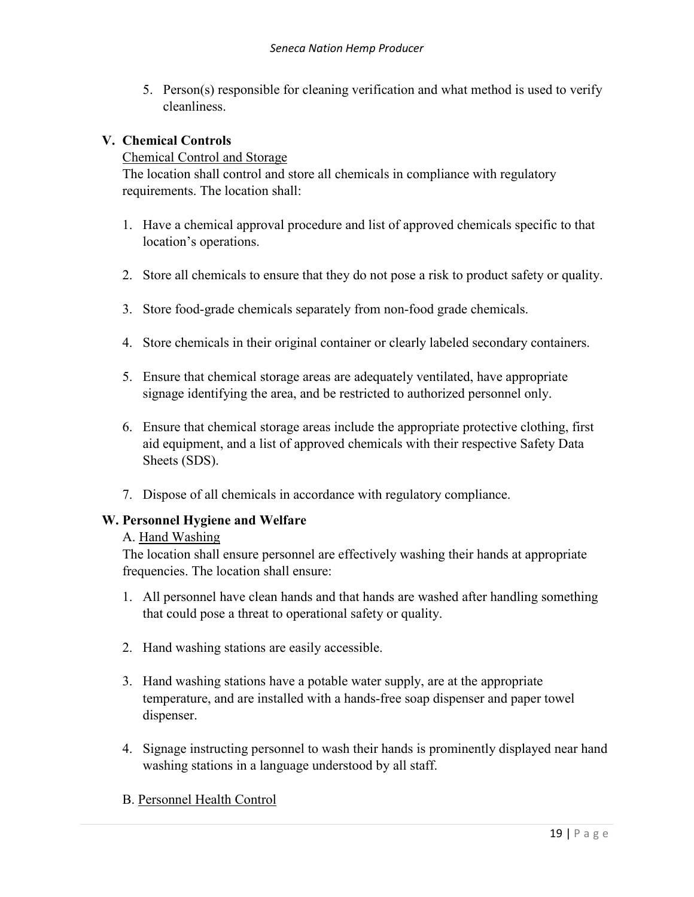5. Person(s) responsible for cleaning verification and what method is used to verify cleanliness.

### V. Chemical Controls

<u>Chemical Control and Storage</u>

The location shall control and store all chemicals in compliance with regulatory requirements. The location shall:

1. Have a chemical approval procedure and list of approved chemicals specific to that location's operations.

2. Store all chemicals to ensure that they do not pose a risk to product safety or quality.

3. Store food-grade chemicals separately from non-food grade chemicals.

4. Store chemicals in their original container or clearly labeled secondary containers.

5. Ensure that chemical storage areas are adequately ventilated, have appropriate signage identifying the area, and be restricted to authorized personnel only.

6. Ensure that chemical storage areas include the appropriate protective clothing, first aid equipment, and a list of approved chemicals with their respective Safety Data Sheets (SDS).

7. Dispose of all chemicals in accordance with regulatory compliance.

### W. Personnel Hygiene and Welfare

A. <u>Hand Washing</u>

The location shall ensure personnel are effectively washing their hands at appropriate frequencies. The location shall ensure:

1. All personnel have clean hands and that hands are washed after handling something that could pose a threat to operational safety or quality.

2. Hand washing stations are easily accessible.

3. Hand washing stations have a potable water supply, are at the appropriate temperature, and are installed with a hands-free soap dispenser and paper towel dispenser.

4. Signage instructing personnel to wash their hands is prominently displayed near hand washing stations in a language understood by all staff.

B. <u>Personnel Health Control</u>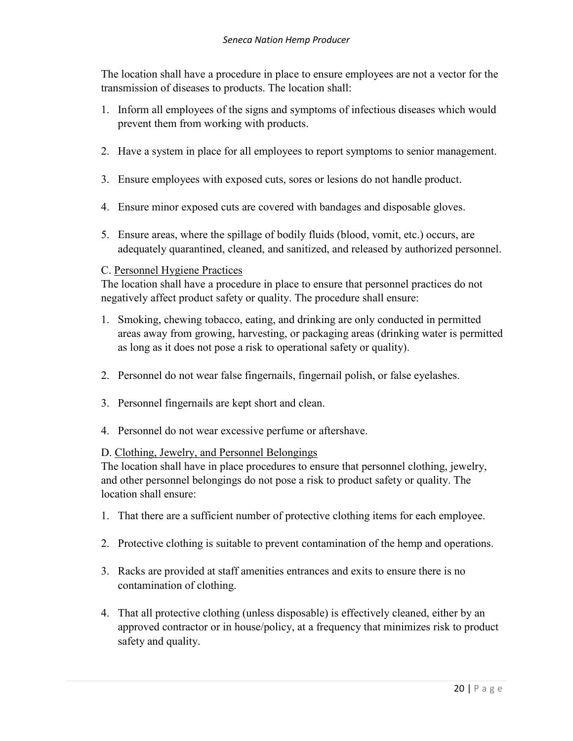The location shall have a procedure in place to ensure employees are not a vector for the transmission of diseases to products. The location shall:

1. Inform all employees of the signs and symptoms of infectious diseases which would prevent them from working with products.

2. Have a system in place for all employees to report symptoms to senior management.

3. Ensure employees with exposed cuts, sores or lesions do not handle product.

4. Ensure minor exposed cuts are covered with bandages and disposable gloves.

5. Ensure areas, where the spillage of bodily fluids (blood, vomit, etc.) occurs, are adequately quarantined, cleaned, and sanitized, and released by authorized personnel.

C. Personnel Hygiene Practices

The location shall have a procedure in place to ensure that personnel practices do not negatively affect product safety or quality. The procedure shall ensure:

1. Smoking, chewing tobacco, eating, and drinking are only conducted in permitted areas away from growing, harvesting, or packaging areas (drinking water is permitted as long as it does not pose a risk to operational safety or quality).

2. Personnel do not wear false fingernails, fingernail polish, or false eyelashes.

3. Personnel fingernails are kept short and clean.

4. Personnel do not wear excessive perfume or aftershave.

D. Clothing, Jewelry, and Personnel Belongings

The location shall have in place procedures to ensure that personnel clothing, jewelry, and other personnel belongings do not pose a risk to product safety or quality. The location shall ensure:

1. That there are a sufficient number of protective clothing items for each employee.

2. Protective clothing is suitable to prevent contamination of the hemp and operations.

3. Racks are provided at staff amenities entrances and exits to ensure there is no contamination of clothing.

4. That all protective clothing (unless disposable) is effectively cleaned, either by an approved contractor or in house/policy, at a frequency that minimizes risk to product safety and quality.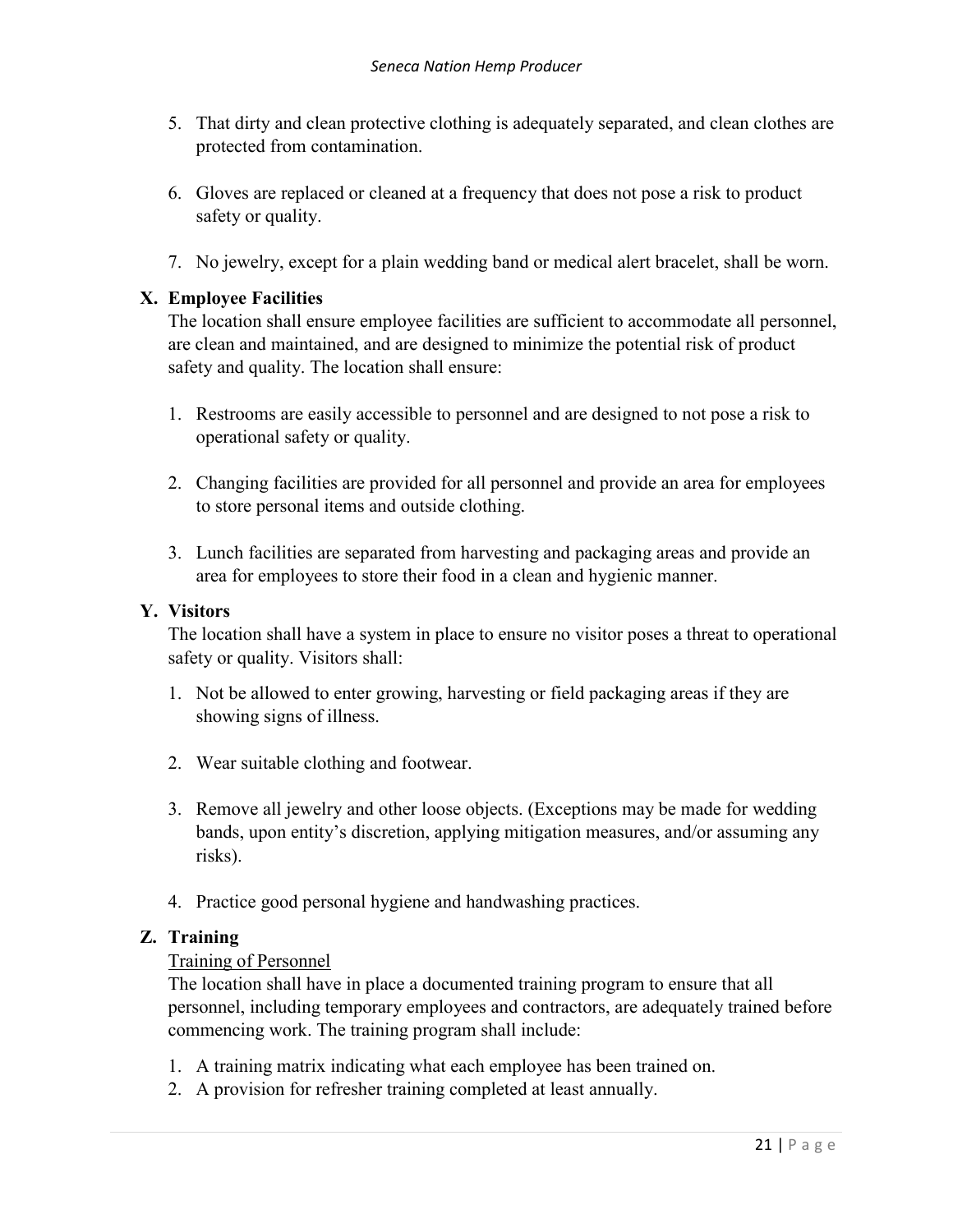5. That dirty and clean protective clothing is adequately separated, and clean clothes are protected from contamination.

6. Gloves are replaced or cleaned at a frequency that does not pose a risk to product safety or quality.

7. No jewelry, except for a plain wedding band or medical alert bracelet, shall be worn.

### X. Employee Facilities

The location shall ensure employee facilities are sufficient to accommodate all personnel, are clean and maintained, and are designed to minimize the potential risk of product safety and quality. The location shall ensure:

1. Restrooms are easily accessible to personnel and are designed to not pose a risk to operational safety or quality.

2. Changing facilities are provided for all personnel and provide an area for employees to store personal items and outside clothing.

3. Lunch facilities are separated from harvesting and packaging areas and provide an area for employees to store their food in a clean and hygienic manner.

### Y. Visitors

The location shall have a system in place to ensure no visitor poses a threat to operational safety or quality. Visitors shall:

1. Not be allowed to enter growing, harvesting or field packaging areas if they are showing signs of illness.

2. Wear suitable clothing and footwear.

3. Remove all jewelry and other loose objects. (Exceptions may be made for wedding bands, upon entity's discretion, applying mitigation measures, and/or assuming any risks).

4. Practice good personal hygiene and handwashing practices.

### Z. Training

<u>Training of Personnel</u>

The location shall have in place a documented training program to ensure that all personnel, including temporary employees and contractors, are adequately trained before commencing work. The training program shall include:

1. A training matrix indicating what each employee has been trained on.
2. A provision for refresher training completed at least annually.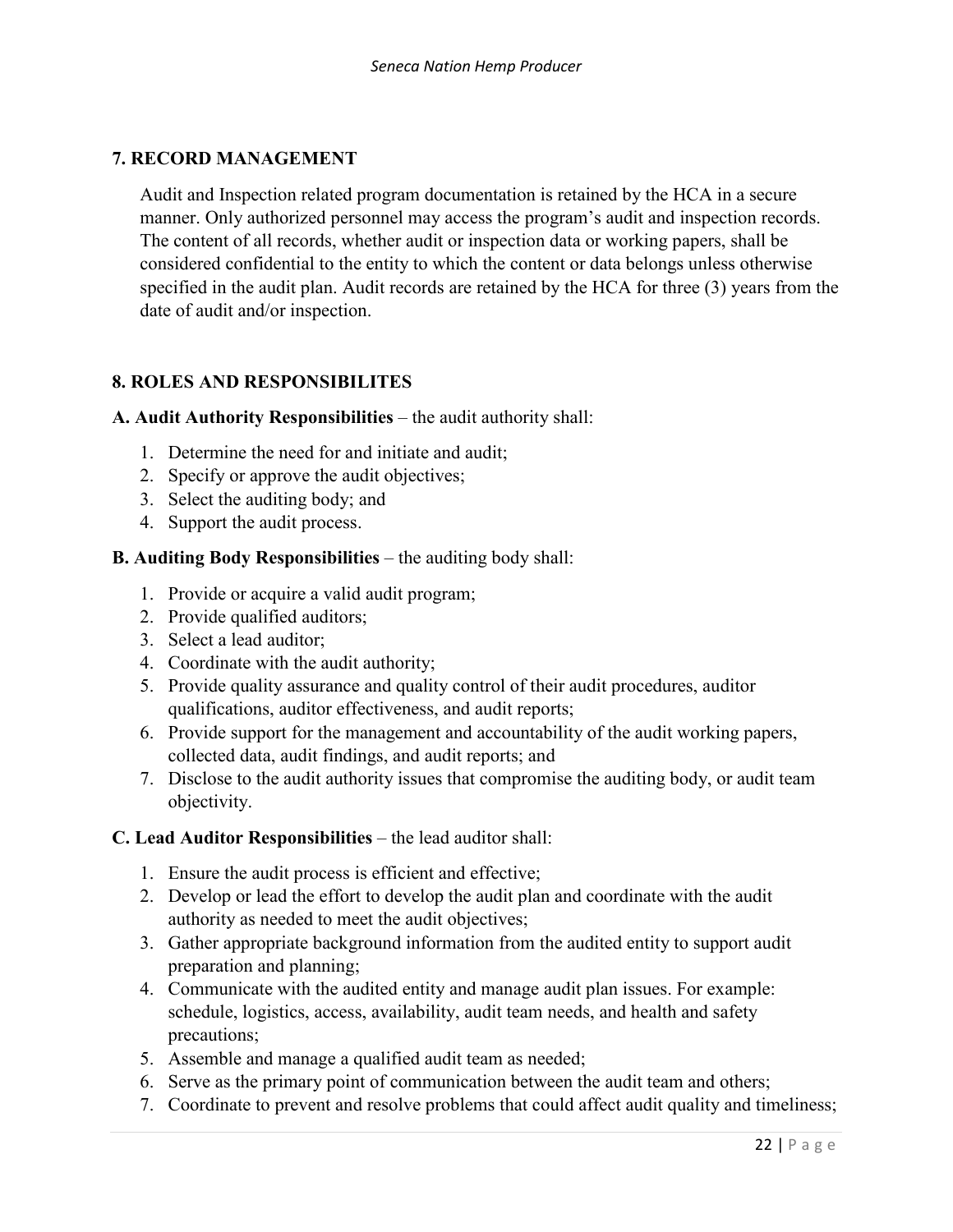## 7. RECORD MANAGEMENT

Audit and Inspection related program documentation is retained by the HCA in a secure manner. Only authorized personnel may access the program's audit and inspection records. The content of all records, whether audit or inspection data or working papers, shall be considered confidential to the entity to which the content or data belongs unless otherwise specified in the audit plan. Audit records are retained by the HCA for three (3) years from the date of audit and/or inspection.

## 8. ROLES AND RESPONSIBILITES

**A. Audit Authority Responsibilities** – the audit authority shall:

1. Determine the need for and initiate and audit;
2. Specify or approve the audit objectives;
3. Select the auditing body; and
4. Support the audit process.

**B. Auditing Body Responsibilities** – the auditing body shall:

1. Provide or acquire a valid audit program;
2. Provide qualified auditors;
3. Select a lead auditor;
4. Coordinate with the audit authority;
5. Provide quality assurance and quality control of their audit procedures, auditor qualifications, auditor effectiveness, and audit reports;
6. Provide support for the management and accountability of the audit working papers, collected data, audit findings, and audit reports; and
7. Disclose to the audit authority issues that compromise the auditing body, or audit team objectivity.

**C. Lead Auditor Responsibilities** – the lead auditor shall:

1. Ensure the audit process is efficient and effective;
2. Develop or lead the effort to develop the audit plan and coordinate with the audit authority as needed to meet the audit objectives;
3. Gather appropriate background information from the audited entity to support audit preparation and planning;
4. Communicate with the audited entity and manage audit plan issues. For example: schedule, logistics, access, availability, audit team needs, and health and safety precautions;
5. Assemble and manage a qualified audit team as needed;
6. Serve as the primary point of communication between the audit team and others;
7. Coordinate to prevent and resolve problems that could affect audit quality and timeliness;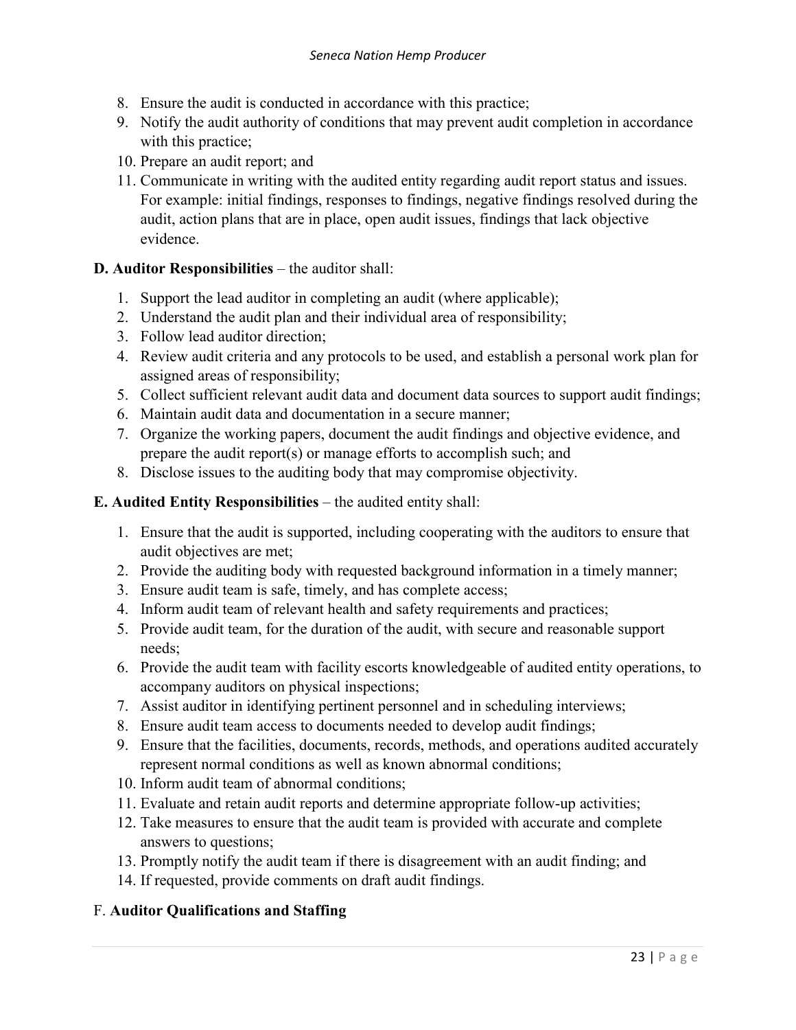8. Ensure the audit is conducted in accordance with this practice;
9. Notify the audit authority of conditions that may prevent audit completion in accordance with this practice;
10. Prepare an audit report; and
11. Communicate in writing with the audited entity regarding audit report status and issues. For example: initial findings, responses to findings, negative findings resolved during the audit, action plans that are in place, open audit issues, findings that lack objective evidence.

**D. Auditor Responsibilities** – the auditor shall:

1. Support the lead auditor in completing an audit (where applicable);
2. Understand the audit plan and their individual area of responsibility;
3. Follow lead auditor direction;
4. Review audit criteria and any protocols to be used, and establish a personal work plan for assigned areas of responsibility;
5. Collect sufficient relevant audit data and document data sources to support audit findings;
6. Maintain audit data and documentation in a secure manner;
7. Organize the working papers, document the audit findings and objective evidence, and prepare the audit report(s) or manage efforts to accomplish such; and
8. Disclose issues to the auditing body that may compromise objectivity.

**E. Audited Entity Responsibilities** – the audited entity shall:

1. Ensure that the audit is supported, including cooperating with the auditors to ensure that audit objectives are met;
2. Provide the auditing body with requested background information in a timely manner;
3. Ensure audit team is safe, timely, and has complete access;
4. Inform audit team of relevant health and safety requirements and practices;
5. Provide audit team, for the duration of the audit, with secure and reasonable support needs;
6. Provide the audit team with facility escorts knowledgeable of audited entity operations, to accompany auditors on physical inspections;
7. Assist auditor in identifying pertinent personnel and in scheduling interviews;
8. Ensure audit team access to documents needed to develop audit findings;
9. Ensure that the facilities, documents, records, methods, and operations audited accurately represent normal conditions as well as known abnormal conditions;
10. Inform audit team of abnormal conditions;
11. Evaluate and retain audit reports and determine appropriate follow-up activities;
12. Take measures to ensure that the audit team is provided with accurate and complete answers to questions;
13. Promptly notify the audit team if there is disagreement with an audit finding; and
14. If requested, provide comments on draft audit findings.

F. **Auditor Qualifications and Staffing**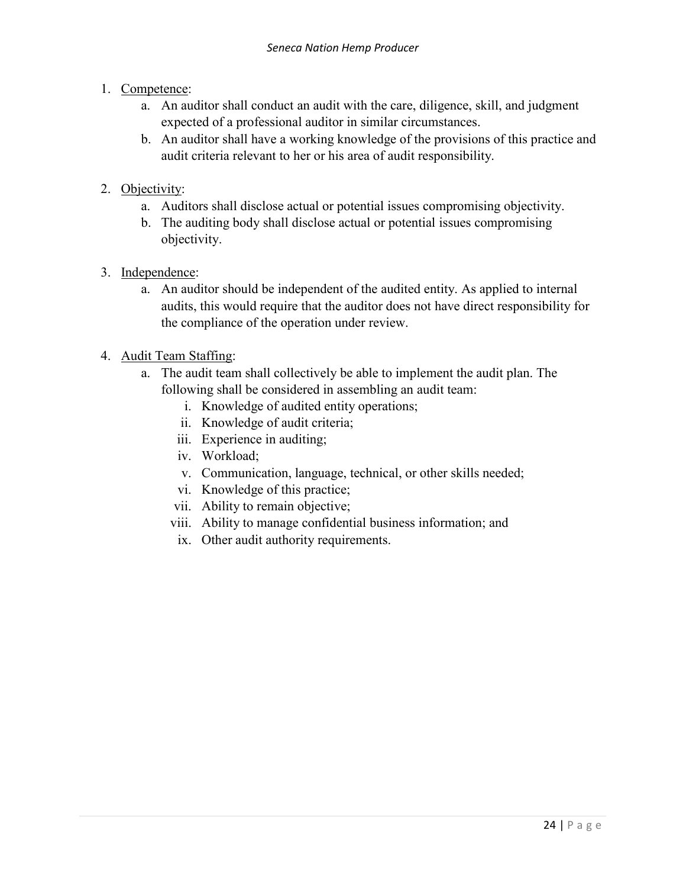1. Competence:
    a. An auditor shall conduct an audit with the care, diligence, skill, and judgment expected of a professional auditor in similar circumstances.
    b. An auditor shall have a working knowledge of the provisions of this practice and audit criteria relevant to her or his area of audit responsibility.

2. Objectivity:
    a. Auditors shall disclose actual or potential issues compromising objectivity.
    b. The auditing body shall disclose actual or potential issues compromising objectivity.

3. Independence:
    a. An auditor should be independent of the audited entity. As applied to internal audits, this would require that the auditor does not have direct responsibility for the compliance of the operation under review.

4. Audit Team Staffing:
    a. The audit team shall collectively be able to implement the audit plan. The following shall be considered in assembling an audit team:
        i. Knowledge of audited entity operations;
        ii. Knowledge of audit criteria;
        iii. Experience in auditing;
        iv. Workload;
        v. Communication, language, technical, or other skills needed;
        vi. Knowledge of this practice;
        vii. Ability to remain objective;
        viii. Ability to manage confidential business information; and
        ix. Other audit authority requirements.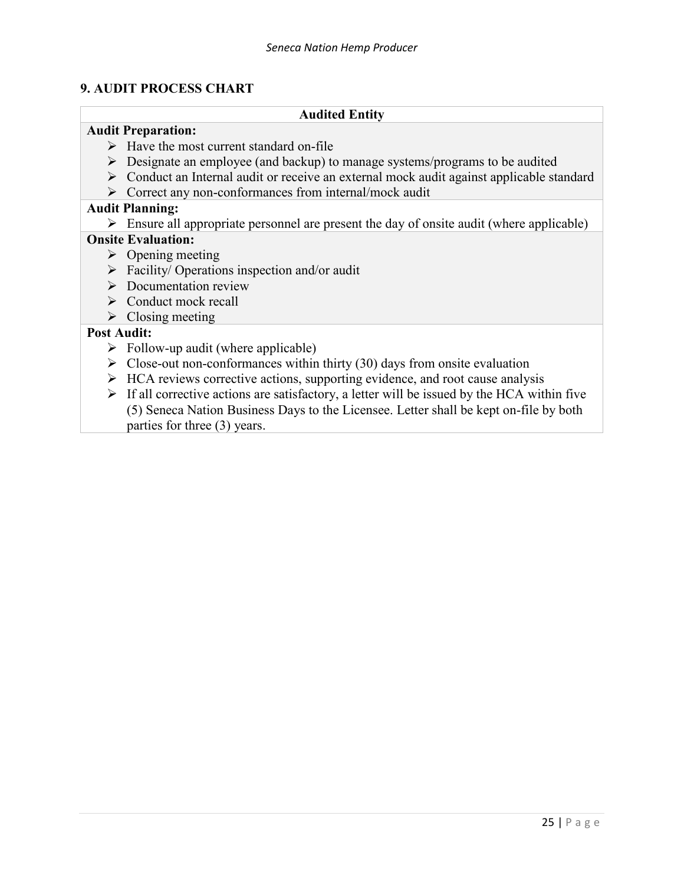## 9. AUDIT PROCESS CHART

| Audited Entity |
| --- |
| **Audit Preparation:**<br>➢ Have the most current standard on-file<br>➢ Designate an employee (and backup) to manage systems/programs to be audited<br>➢ Conduct an Internal audit or receive an external mock audit against applicable standard<br>➢ Correct any non-conformances from internal/mock audit |
| **Audit Planning:**<br>➢ Ensure all appropriate personnel are present the day of onsite audit (where applicable) |
| **Onsite Evaluation:**<br>➢ Opening meeting<br>➢ Facility/ Operations inspection and/or audit<br>➢ Documentation review<br>➢ Conduct mock recall<br>➢ Closing meeting |
| **Post Audit:**<br>➢ Follow-up audit (where applicable)<br>➢ Close-out non-conformances within thirty (30) days from onsite evaluation<br>➢ HCA reviews corrective actions, supporting evidence, and root cause analysis<br>➢ If all corrective actions are satisfactory, a letter will be issued by the HCA within five (5) Seneca Nation Business Days to the Licensee. Letter shall be kept on-file by both parties for three (3) years. |